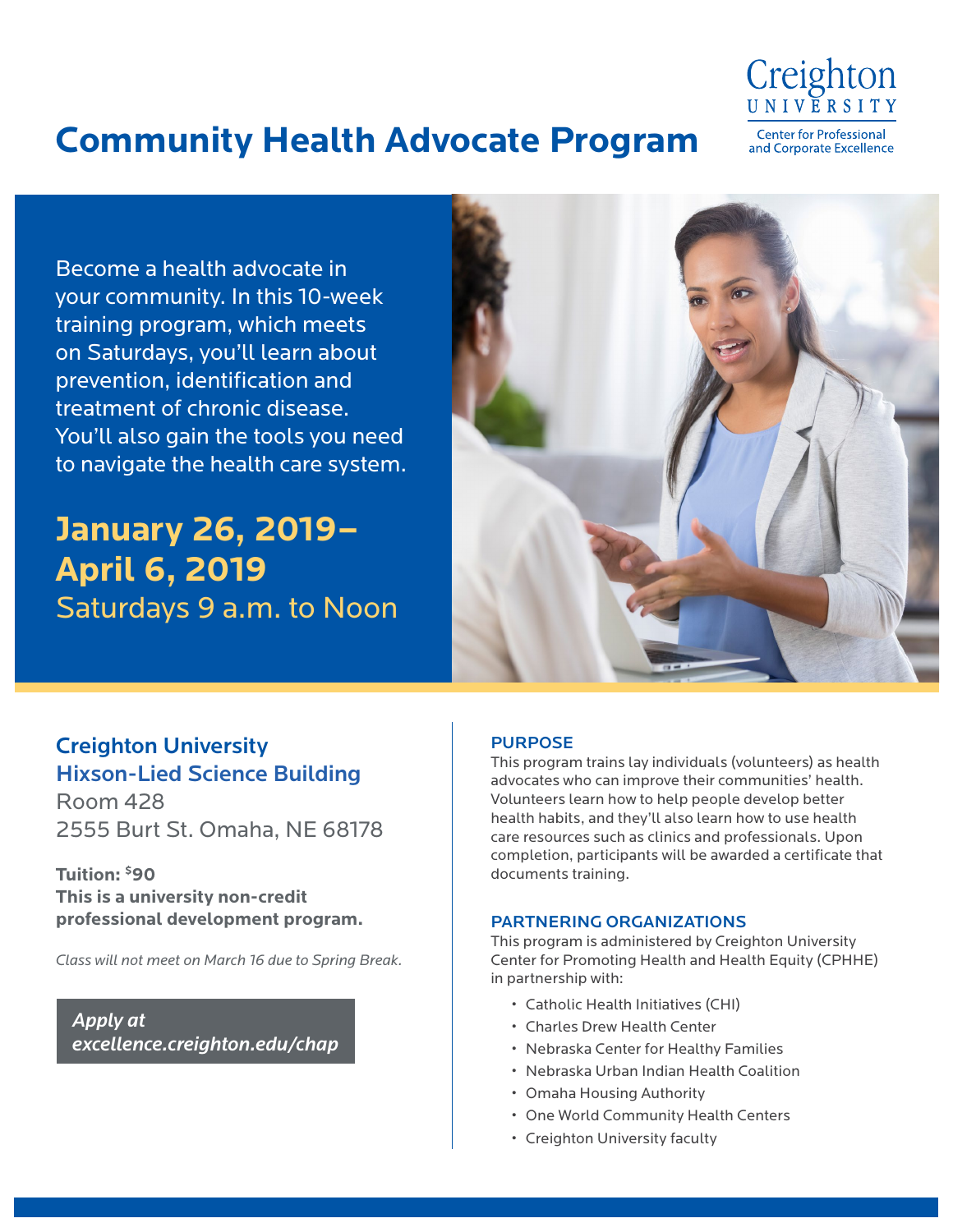# Community Health Advocate Program

Creighton UNIVERSITY
Center for Professional and Corporate Excellence

Become a health advocate in your community. In this 10-week training program, which meets on Saturdays, you'll learn about prevention, identification and treatment of chronic disease. You'll also gain the tools you need to navigate the health care system.

## January 26, 2019– April 6, 2019

Saturdays 9 a.m. to Noon

### Creighton University
### Hixson-Lied Science Building

Room 428
2555 Burt St. Omaha, NE 68178

**Tuition: $90**
**This is a university non-credit professional development program.**

*Class will not meet on March 16 due to Spring Break.*

***Apply at excellence.creighton.edu/chap***

### PURPOSE

This program trains lay individuals (volunteers) as health advocates who can improve their communities' health. Volunteers learn how to help people develop better health habits, and they'll also learn how to use health care resources such as clinics and professionals. Upon completion, participants will be awarded a certificate that documents training.

### PARTNERING ORGANIZATIONS

This program is administered by Creighton University Center for Promoting Health and Health Equity (CPHHE) in partnership with:

- Catholic Health Initiatives (CHI)
- Charles Drew Health Center
- Nebraska Center for Healthy Families
- Nebraska Urban Indian Health Coalition
- Omaha Housing Authority
- One World Community Health Centers
- Creighton University faculty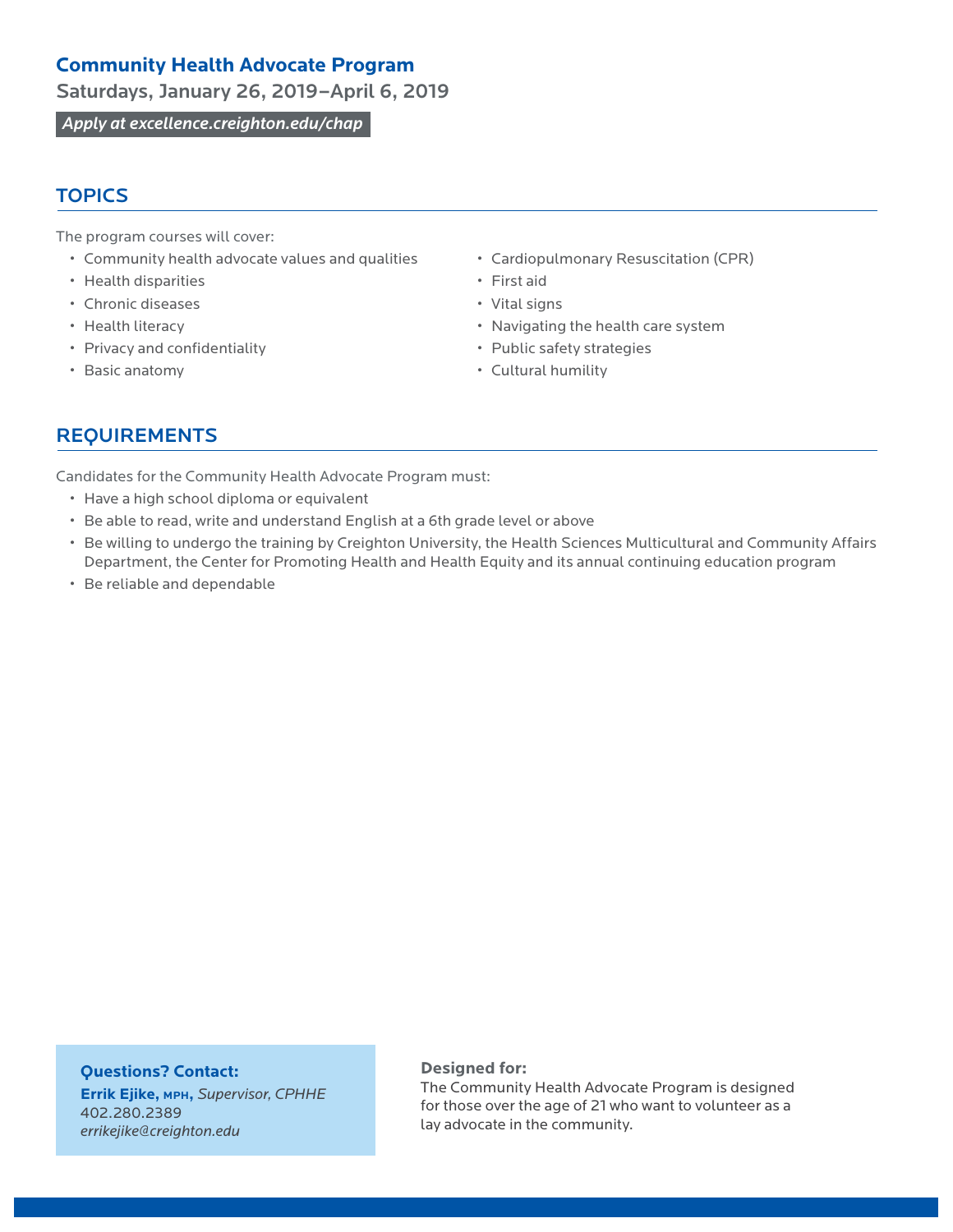## Community Health Advocate Program

**Saturdays, January 26, 2019–April 6, 2019**

*Apply at excellence.creighton.edu/chap*

## TOPICS

The program courses will cover:

- Community health advocate values and qualities
- Health disparities
- Chronic diseases
- Health literacy
- Privacy and confidentiality
- Basic anatomy
- Cardiopulmonary Resuscitation (CPR)
- First aid
- Vital signs
- Navigating the health care system
- Public safety strategies
- Cultural humility

## REQUIREMENTS

Candidates for the Community Health Advocate Program must:

- Have a high school diploma or equivalent
- Be able to read, write and understand English at a 6th grade level or above
- Be willing to undergo the training by Creighton University, the Health Sciences Multicultural and Community Affairs Department, the Center for Promoting Health and Health Equity and its annual continuing education program
- Be reliable and dependable

**Questions? Contact:**

**Errik Ejike, MPH,** *Supervisor, CPHHE*
402.280.2389
*errikejike@creighton.edu*

**Designed for:**

The Community Health Advocate Program is designed for those over the age of 21 who want to volunteer as a lay advocate in the community.